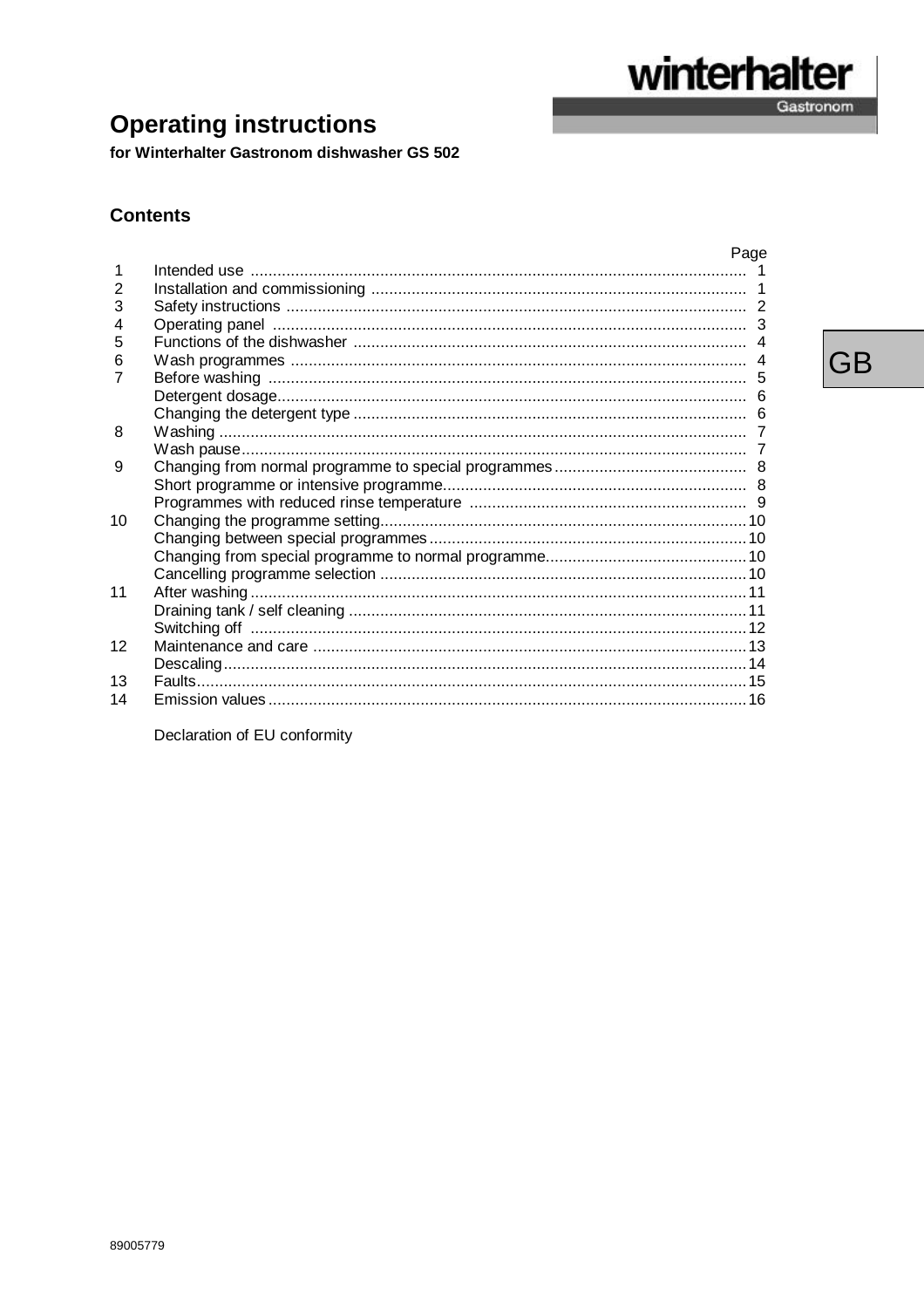winterhalter
Gastronom

# Operating instructions

**for Winterhalter Gastronom dishwasher GS 502**

GB

## Contents

| | | Page |
|---|---|---|
| 1 | Intended use | 1 |
| 2 | Installation and commissioning | 1 |
| 3 | Safety instructions | 2 |
| 4 | Operating panel | 3 |
| 5 | Functions of the dishwasher | 4 |
| 6 | Wash programmes | 4 |
| 7 | Before washing | 5 |
| | Detergent dosage | 6 |
| | Changing the detergent type | 6 |
| 8 | Washing | 7 |
| | Wash pause | 7 |
| 9 | Changing from normal programme to special programmes | 8 |
| | Short programme or intensive programme | 8 |
| | Programmes with reduced rinse temperature | 9 |
| 10 | Changing the programme setting | 10 |
| | Changing between special programmes | 10 |
| | Changing from special programme to normal programme | 10 |
| | Cancelling programme selection | 10 |
| 11 | After washing | 11 |
| | Draining tank / self cleaning | 11 |
| | Switching off | 12 |
| 12 | Maintenance and care | 13 |
| | Descaling | 14 |
| 13 | Faults | 15 |
| 14 | Emission values | 16 |

Declaration of EU conformity

89005779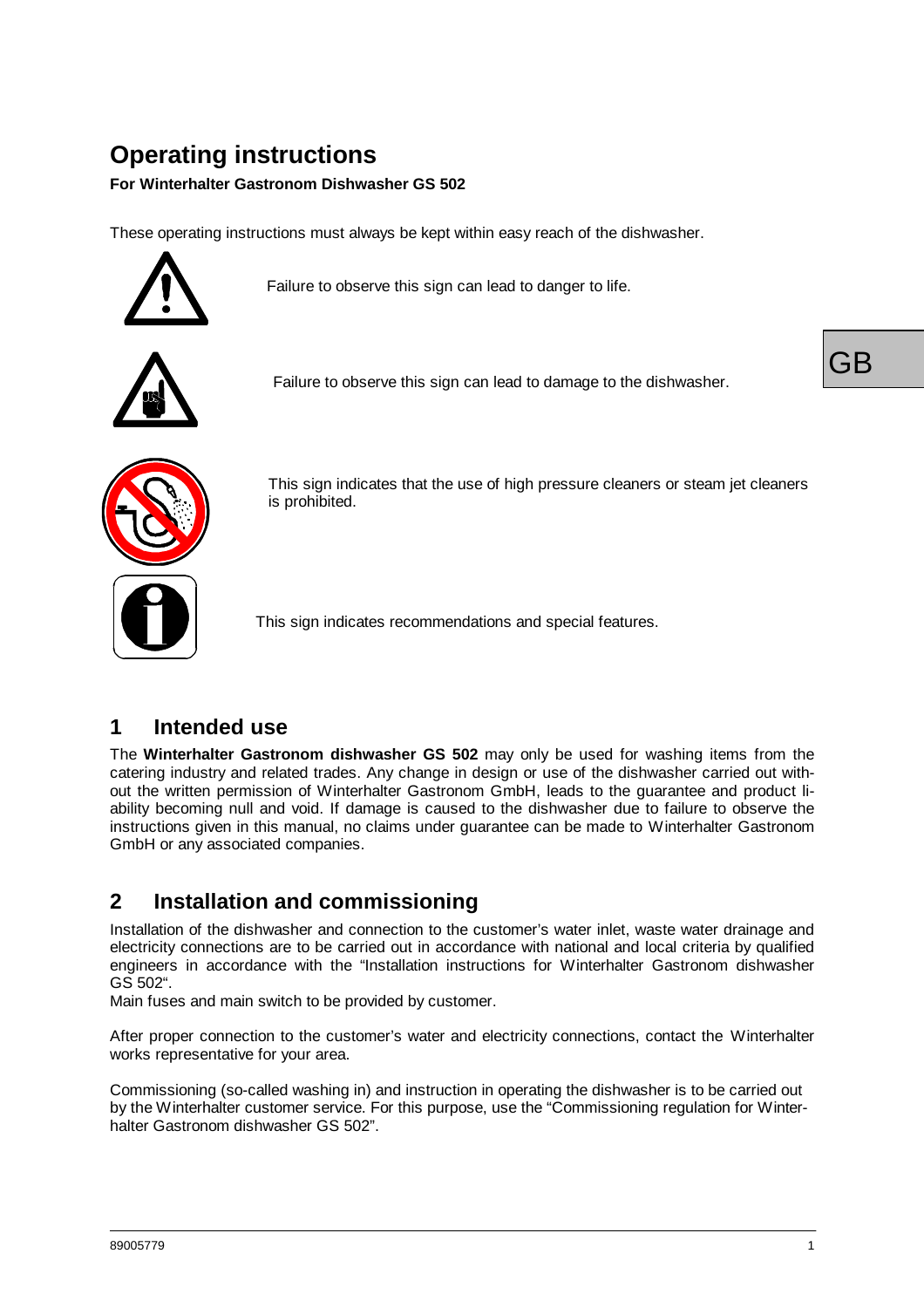# Operating instructions

**For Winterhalter Gastronom Dishwasher GS 502**

These operating instructions must always be kept within easy reach of the dishwasher.

Failure to observe this sign can lead to danger to life.

Failure to observe this sign can lead to damage to the dishwasher.

This sign indicates that the use of high pressure cleaners or steam jet cleaners is prohibited.

This sign indicates recommendations and special features.

## 1 Intended use

The **Winterhalter Gastronom dishwasher GS 502** may only be used for washing items from the catering industry and related trades. Any change in design or use of the dishwasher carried out without the written permission of Winterhalter Gastronom GmbH, leads to the guarantee and product liability becoming null and void. If damage is caused to the dishwasher due to failure to observe the instructions given in this manual, no claims under guarantee can be made to Winterhalter Gastronom GmbH or any associated companies.

## 2 Installation and commissioning

Installation of the dishwasher and connection to the customer's water inlet, waste water drainage and electricity connections are to be carried out in accordance with national and local criteria by qualified engineers in accordance with the "Installation instructions for Winterhalter Gastronom dishwasher GS 502".
Main fuses and main switch to be provided by customer.

After proper connection to the customer's water and electricity connections, contact the Winterhalter works representative for your area.

Commissioning (so-called washing in) and instruction in operating the dishwasher is to be carried out by the Winterhalter customer service. For this purpose, use the "Commissioning regulation for Winterhalter Gastronom dishwasher GS 502".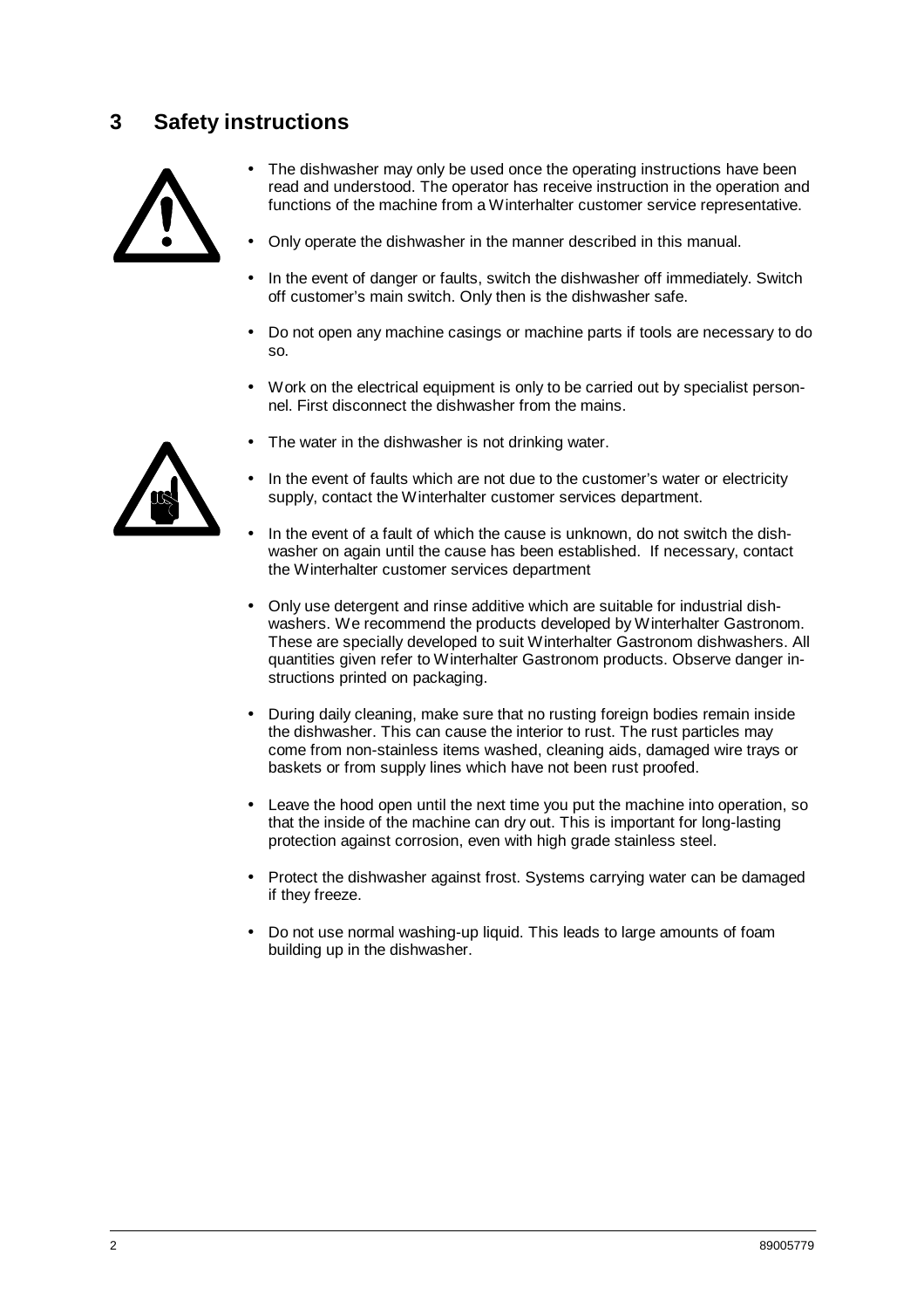# 3 Safety instructions

- The dishwasher may only be used once the operating instructions have been read and understood. The operator has receive instruction in the operation and functions of the machine from a Winterhalter customer service representative.
- Only operate the dishwasher in the manner described in this manual.
- In the event of danger or faults, switch the dishwasher off immediately. Switch off customer's main switch. Only then is the dishwasher safe.
- Do not open any machine casings or machine parts if tools are necessary to do so.
- Work on the electrical equipment is only to be carried out by specialist personnel. First disconnect the dishwasher from the mains.
- The water in the dishwasher is not drinking water.
- In the event of faults which are not due to the customer's water or electricity supply, contact the Winterhalter customer services department.
- In the event of a fault of which the cause is unknown, do not switch the dishwasher on again until the cause has been established. If necessary, contact the Winterhalter customer services department
- Only use detergent and rinse additive which are suitable for industrial dishwashers. We recommend the products developed by Winterhalter Gastronom. These are specially developed to suit Winterhalter Gastronom dishwashers. All quantities given refer to Winterhalter Gastronom products. Observe danger instructions printed on packaging.
- During daily cleaning, make sure that no rusting foreign bodies remain inside the dishwasher. This can cause the interior to rust. The rust particles may come from non-stainless items washed, cleaning aids, damaged wire trays or baskets or from supply lines which have not been rust proofed.
- Leave the hood open until the next time you put the machine into operation, so that the inside of the machine can dry out. This is important for long-lasting protection against corrosion, even with high grade stainless steel.
- Protect the dishwasher against frost. Systems carrying water can be damaged if they freeze.
- Do not use normal washing-up liquid. This leads to large amounts of foam building up in the dishwasher.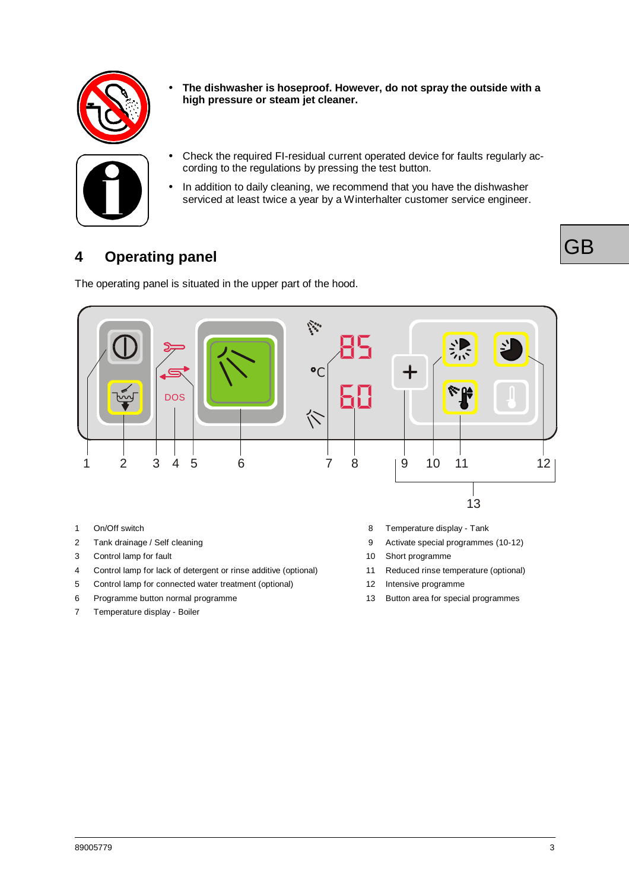- **The dishwasher is hoseproof. However, do not spray the outside with a high pressure or steam jet cleaner.**

- Check the required FI-residual current operated device for faults regularly according to the regulations by pressing the test button.
- In addition to daily cleaning, we recommend that you have the dishwasher serviced at least twice a year by a Winterhalter customer service engineer.

## 4 Operating panel

The operating panel is situated in the upper part of the hood.

1. On/Off switch
2. Tank drainage / Self cleaning
3. Control lamp for fault
4. Control lamp for lack of detergent or rinse additive (optional)
5. Control lamp for connected water treatment (optional)
6. Programme button normal programme
7. Temperature display - Boiler
8. Temperature display - Tank
9. Activate special programmes (10-12)
10. Short programme
11. Reduced rinse temperature (optional)
12. Intensive programme
13. Button area for special programmes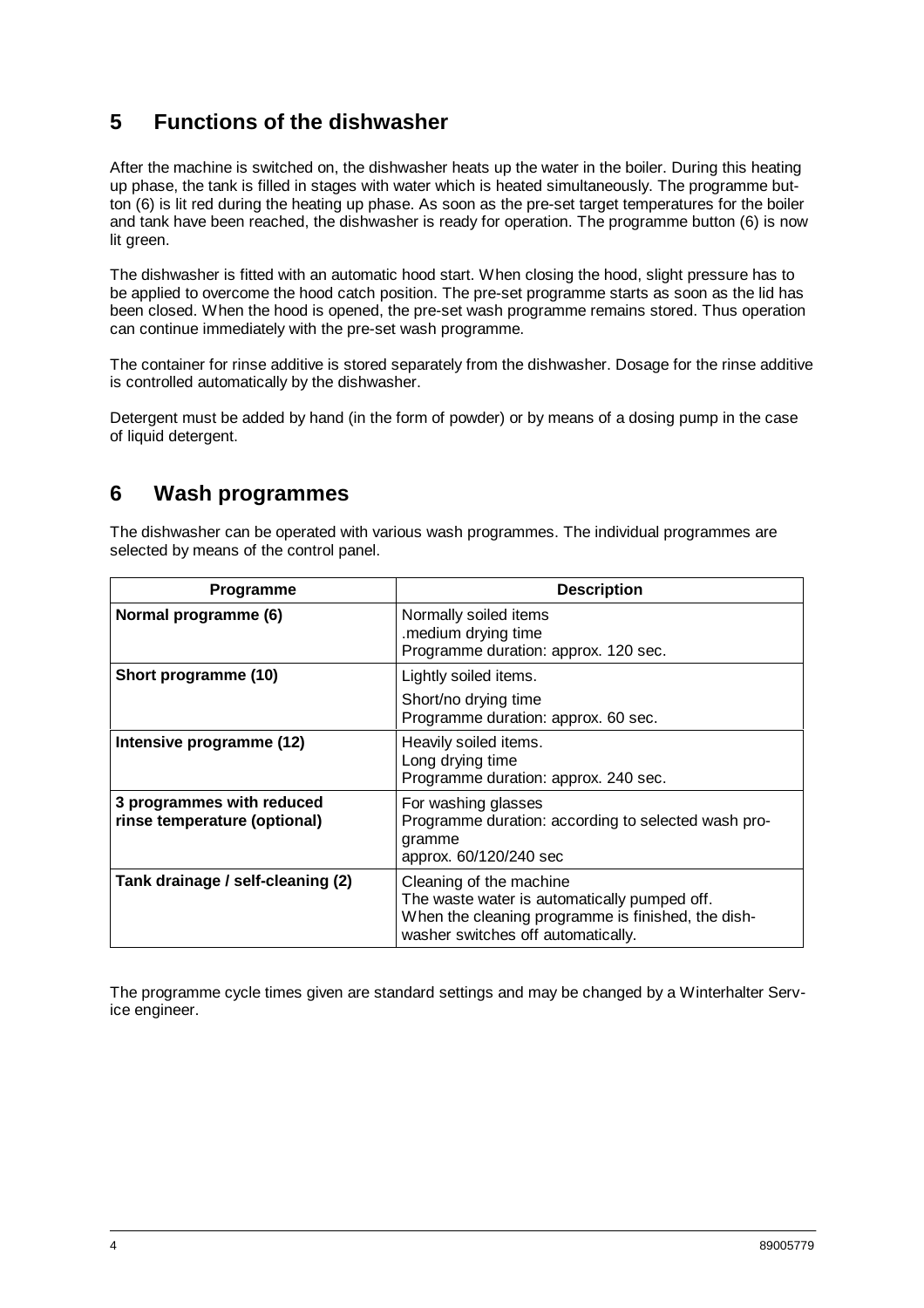## 5 Functions of the dishwasher

After the machine is switched on, the dishwasher heats up the water in the boiler. During this heating up phase, the tank is filled in stages with water which is heated simultaneously. The programme button (6) is lit red during the heating up phase. As soon as the pre-set target temperatures for the boiler and tank have been reached, the dishwasher is ready for operation. The programme button (6) is now lit green.

The dishwasher is fitted with an automatic hood start. When closing the hood, slight pressure has to be applied to overcome the hood catch position. The pre-set programme starts as soon as the lid has been closed. When the hood is opened, the pre-set wash programme remains stored. Thus operation can continue immediately with the pre-set wash programme.

The container for rinse additive is stored separately from the dishwasher. Dosage for the rinse additive is controlled automatically by the dishwasher.

Detergent must be added by hand (in the form of powder) or by means of a dosing pump in the case of liquid detergent.

## 6 Wash programmes

The dishwasher can be operated with various wash programmes. The individual programmes are selected by means of the control panel.

| Programme | Description |
|---|---|
| **Normal programme (6)** | Normally soiled items<br>.medium drying time<br>Programme duration: approx. 120 sec. |
| **Short programme (10)** | Lightly soiled items.<br>Short/no drying time<br>Programme duration: approx. 60 sec. |
| **Intensive programme (12)** | Heavily soiled items.<br>Long drying time<br>Programme duration: approx. 240 sec. |
| **3 programmes with reduced rinse temperature (optional)** | For washing glasses<br>Programme duration: according to selected wash programme<br>approx. 60/120/240 sec |
| **Tank drainage / self-cleaning (2)** | Cleaning of the machine<br>The waste water is automatically pumped off.<br>When the cleaning programme is finished, the dishwasher switches off automatically. |

The programme cycle times given are standard settings and may be changed by a Winterhalter Service engineer.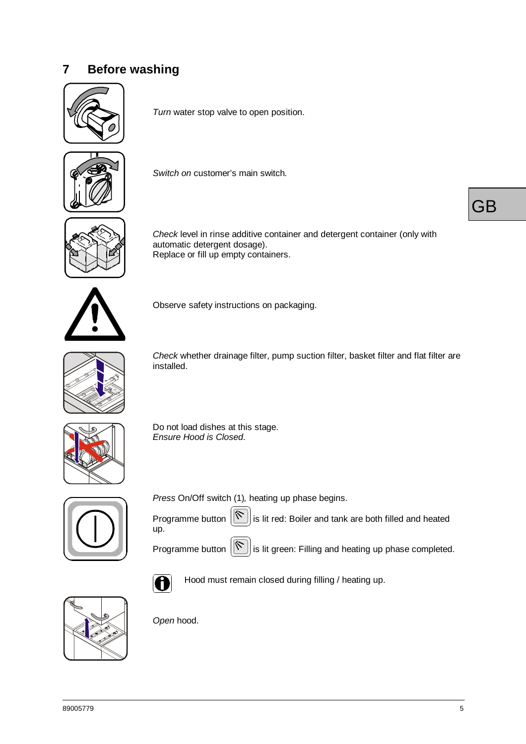# 7 Before washing

*Turn* water stop valve to open position.

*Switch on* customer's main switch.

*Check* level in rinse additive container and detergent container (only with automatic detergent dosage).
Replace or fill up empty containers.

Observe safety instructions on packaging.

*Check* whether drainage filter, pump suction filter, basket filter and flat filter are installed.

Do not load dishes at this stage.
*Ensure Hood is Closed*.

*Press* On/Off switch (1), heating up phase begins.

Programme button is lit red: Boiler and tank are both filled and heated up.

Programme button is lit green: Filling and heating up phase completed.

Hood must remain closed during filling / heating up.

*Open* hood.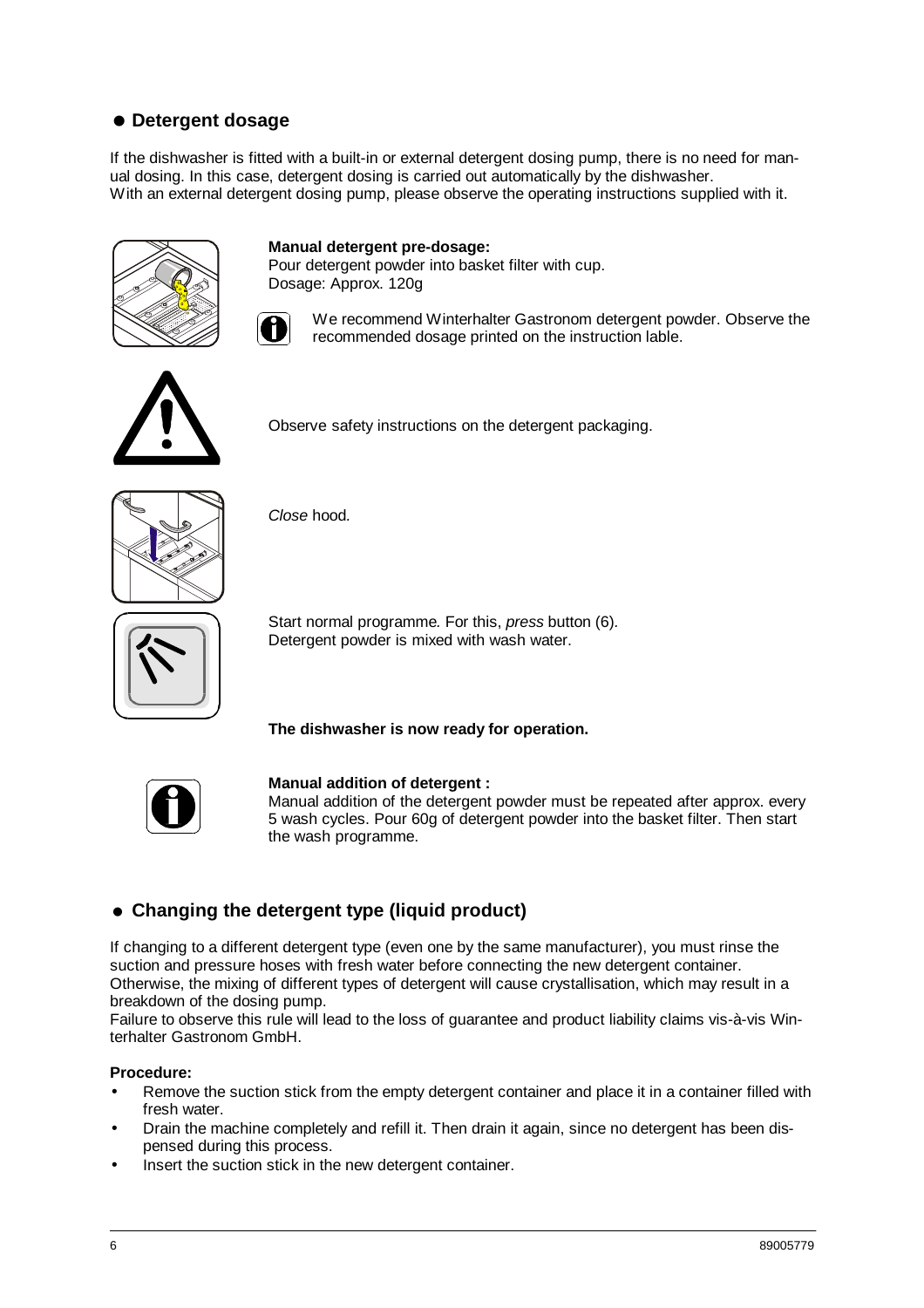## ● Detergent dosage

If the dishwasher is fitted with a built-in or external detergent dosing pump, there is no need for manual dosing. In this case, detergent dosing is carried out automatically by the dishwasher.
With an external detergent dosing pump, please observe the operating instructions supplied with it.

**Manual detergent pre-dosage:**
Pour detergent powder into basket filter with cup.
Dosage: Approx. 120g

We recommend Winterhalter Gastronom detergent powder. Observe the recommended dosage printed on the instruction lable.

Observe safety instructions on the detergent packaging.

*Close* hood.

Start normal programme. For this, *press* button (6).
Detergent powder is mixed with wash water.

**The dishwasher is now ready for operation.**

**Manual addition of detergent :**
Manual addition of the detergent powder must be repeated after approx. every 5 wash cycles. Pour 60g of detergent powder into the basket filter. Then start the wash programme.

## ● Changing the detergent type (liquid product)

If changing to a different detergent type (even one by the same manufacturer), you must rinse the suction and pressure hoses with fresh water before connecting the new detergent container. Otherwise, the mixing of different types of detergent will cause crystallisation, which may result in a breakdown of the dosing pump.
Failure to observe this rule will lead to the loss of guarantee and product liability claims vis-à-vis Winterhalter Gastronom GmbH.

**Procedure:**

- Remove the suction stick from the empty detergent container and place it in a container filled with fresh water.
- Drain the machine completely and refill it. Then drain it again, since no detergent has been dispensed during this process.
- Insert the suction stick in the new detergent container.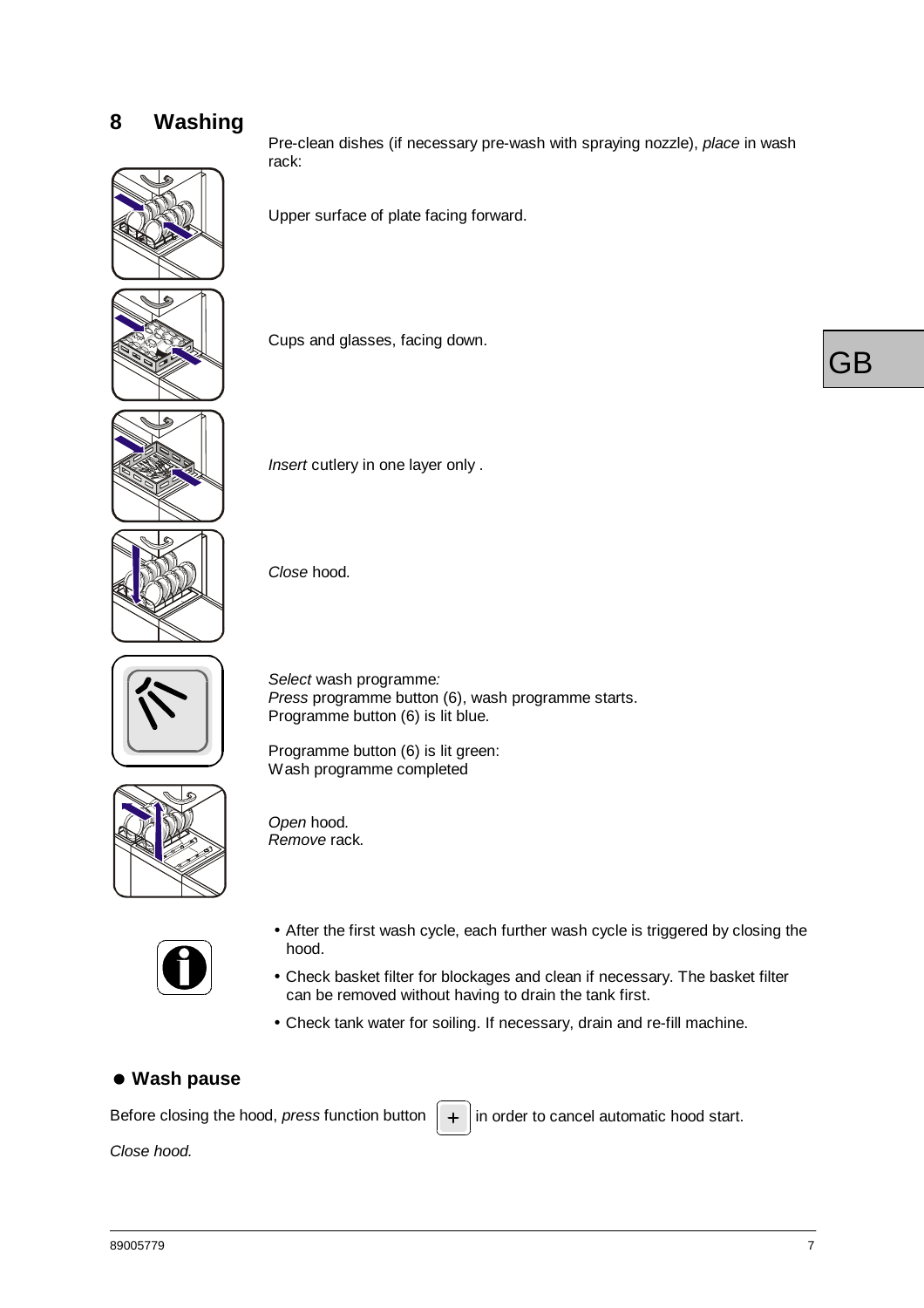# 8 Washing

Pre-clean dishes (if necessary pre-wash with spraying nozzle), *place* in wash rack:

Upper surface of plate facing forward.

Cups and glasses, facing down.

*Insert* cutlery in one layer only .

*Close* hood.

*Select* wash programme:
*Press* programme button (6), wash programme starts.
Programme button (6) is lit blue.

Programme button (6) is lit green:
Wash programme completed

*Open* hood.
*Remove* rack.

- After the first wash cycle, each further wash cycle is triggered by closing the hood.
- Check basket filter for blockages and clean if necessary. The basket filter can be removed without having to drain the tank first.
- Check tank water for soiling. If necessary, drain and re-fill machine.

## ● Wash pause

Before closing the hood, *press* function button + in order to cancel automatic hood start.

*Close hood.*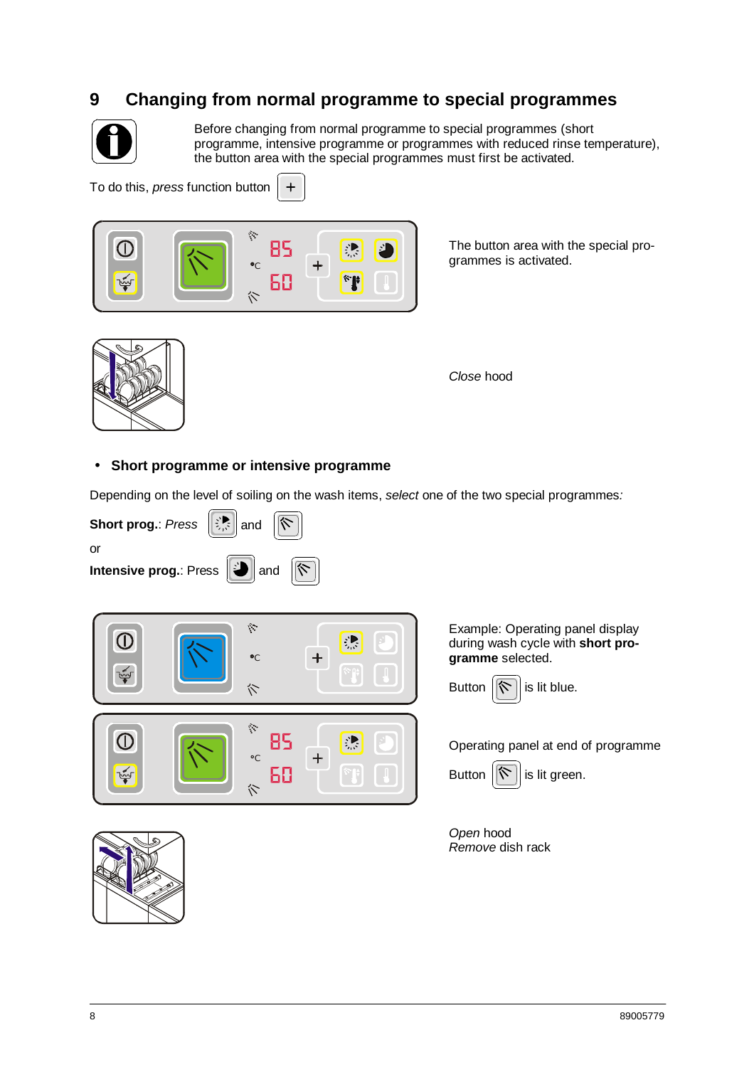# 9 Changing from normal programme to special programmes

Before changing from normal programme to special programmes (short programme, intensive programme or programmes with reduced rinse temperature), the button area with the special programmes must first be activated.

To do this, *press* function button +

The button area with the special programmes is activated.

*Close* hood

- **Short programme or intensive programme**

Depending on the level of soiling on the wash items, *select* one of the two special programmes*:*

**Short prog.**: *Press* and

or

**Intensive prog.**: Press and

Example: Operating panel display during wash cycle with **short programme** selected.

Button is lit blue.

Operating panel at end of programme

Button is lit green.

*Open* hood
*Remove* dish rack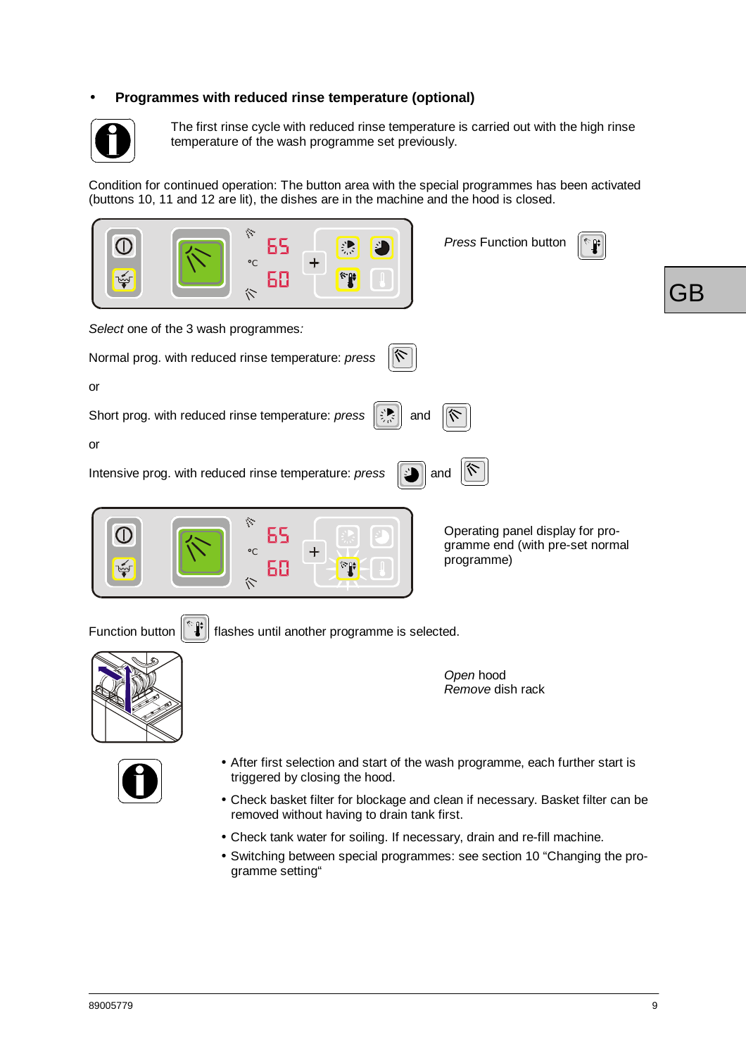- **Programmes with reduced rinse temperature (optional)**

The first rinse cycle with reduced rinse temperature is carried out with the high rinse temperature of the wash programme set previously.

Condition for continued operation: The button area with the special programmes has been activated (buttons 10, 11 and 12 are lit), the dishes are in the machine and the hood is closed.

*Press* Function button

*Select* one of the 3 wash programmes*:*

Normal prog. with reduced rinse temperature: *press*

or

Short prog. with reduced rinse temperature: *press* and

or

Intensive prog. with reduced rinse temperature: *press* and

Operating panel display for programme end (with pre-set normal programme)

Function button flashes until another programme is selected.

*Open* hood
*Remove* dish rack

- After first selection and start of the wash programme, each further start is triggered by closing the hood.
- Check basket filter for blockage and clean if necessary. Basket filter can be removed without having to drain tank first.
- Check tank water for soiling. If necessary, drain and re-fill machine.
- Switching between special programmes: see section 10 “Changing the programme setting“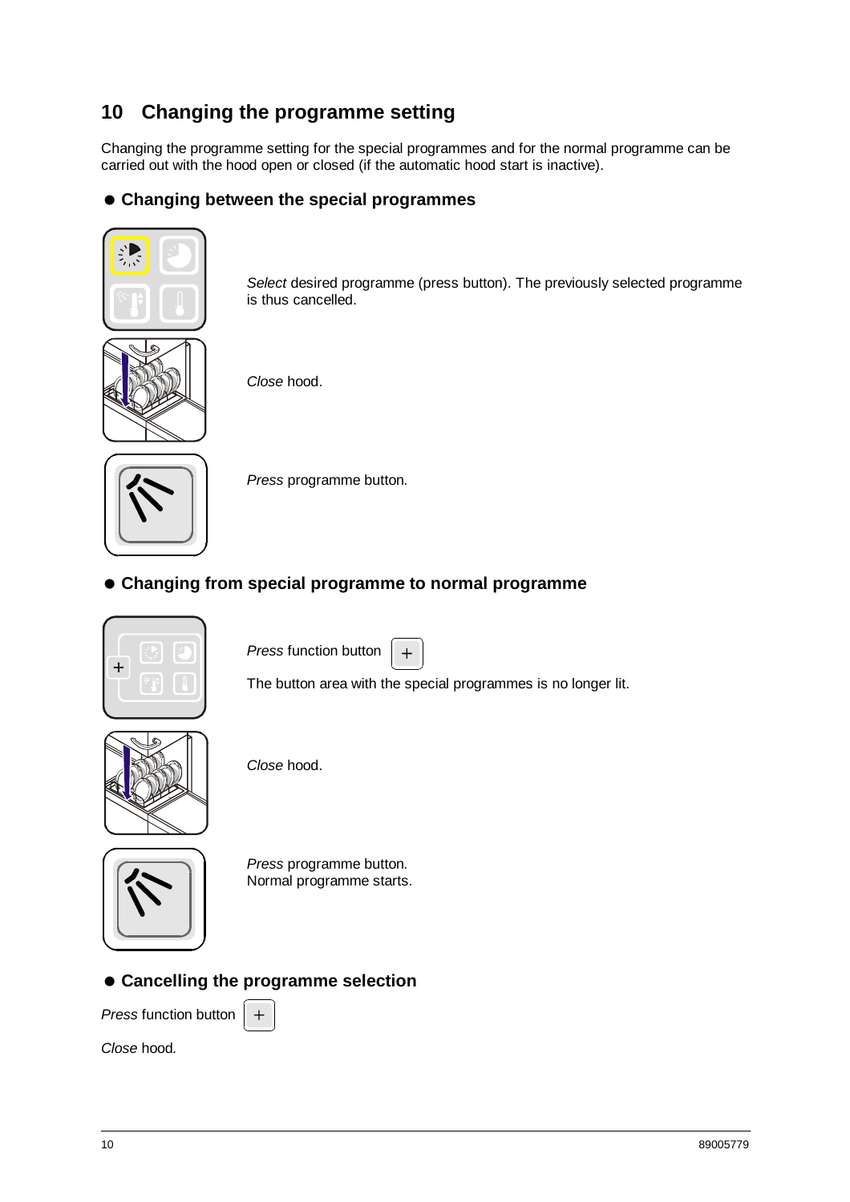# 10 Changing the programme setting

Changing the programme setting for the special programmes and for the normal programme can be carried out with the hood open or closed (if the automatic hood start is inactive).

## ● Changing between the special programmes

*Select* desired programme (press button). The previously selected programme is thus cancelled.

*Close* hood.

*Press* programme button.

## ● Changing from special programme to normal programme

*Press* function button +

The button area with the special programmes is no longer lit.

*Close* hood.

*Press* programme button.
Normal programme starts.

## ● Cancelling the programme selection

*Press* function button +

*Close* hood.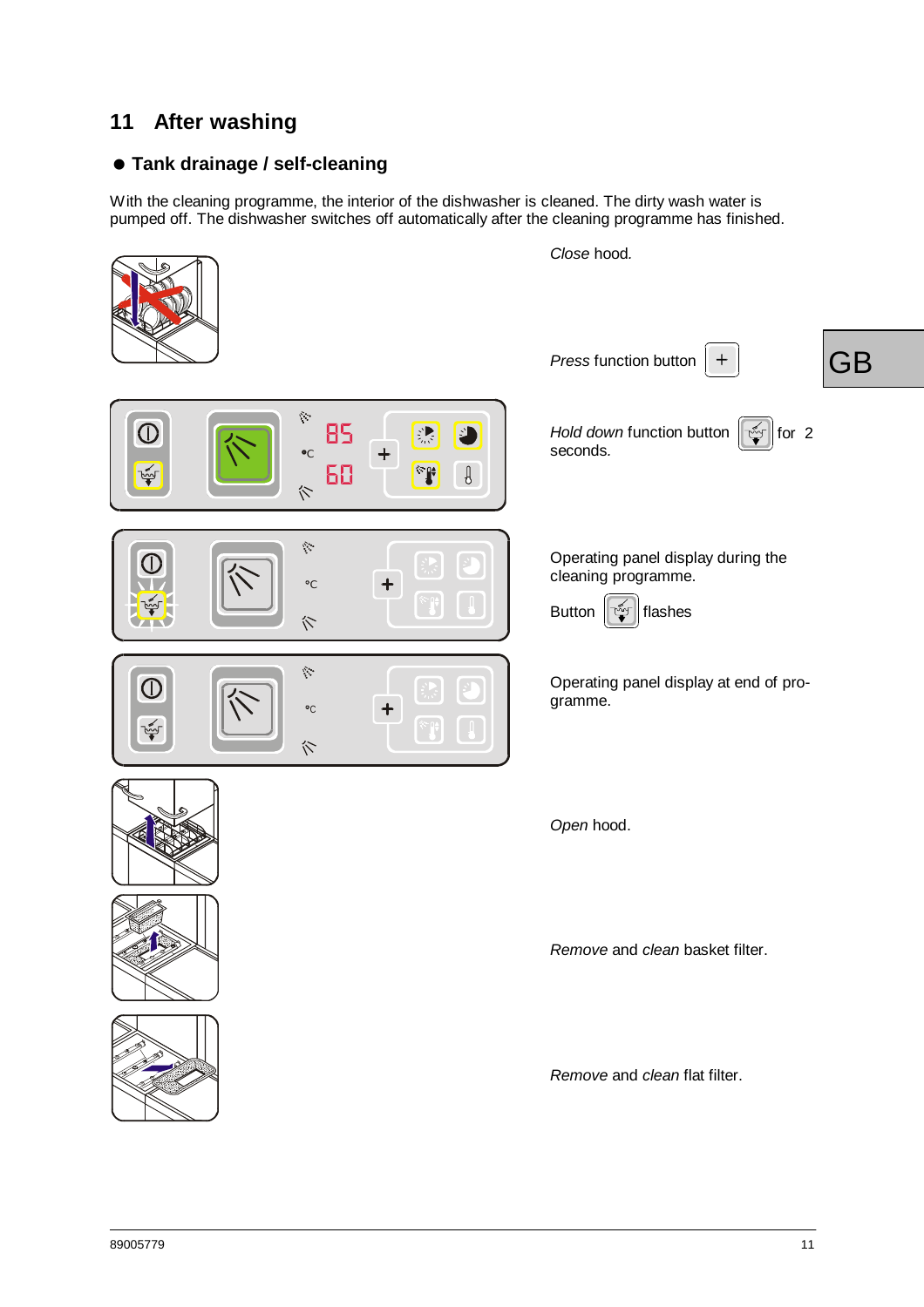# 11 After washing

## ● Tank drainage / self-cleaning

With the cleaning programme, the interior of the dishwasher is cleaned. The dirty wash water is pumped off. The dishwasher switches off automatically after the cleaning programme has finished.

*Close* hood.

*Press* function button +

*Hold down* function button for 2 seconds.

Operating panel display during the cleaning programme.

Button flashes

Operating panel display at end of programme.

*Open* hood.

*Remove* and *clean* basket filter.

*Remove* and *clean* flat filter.

89005779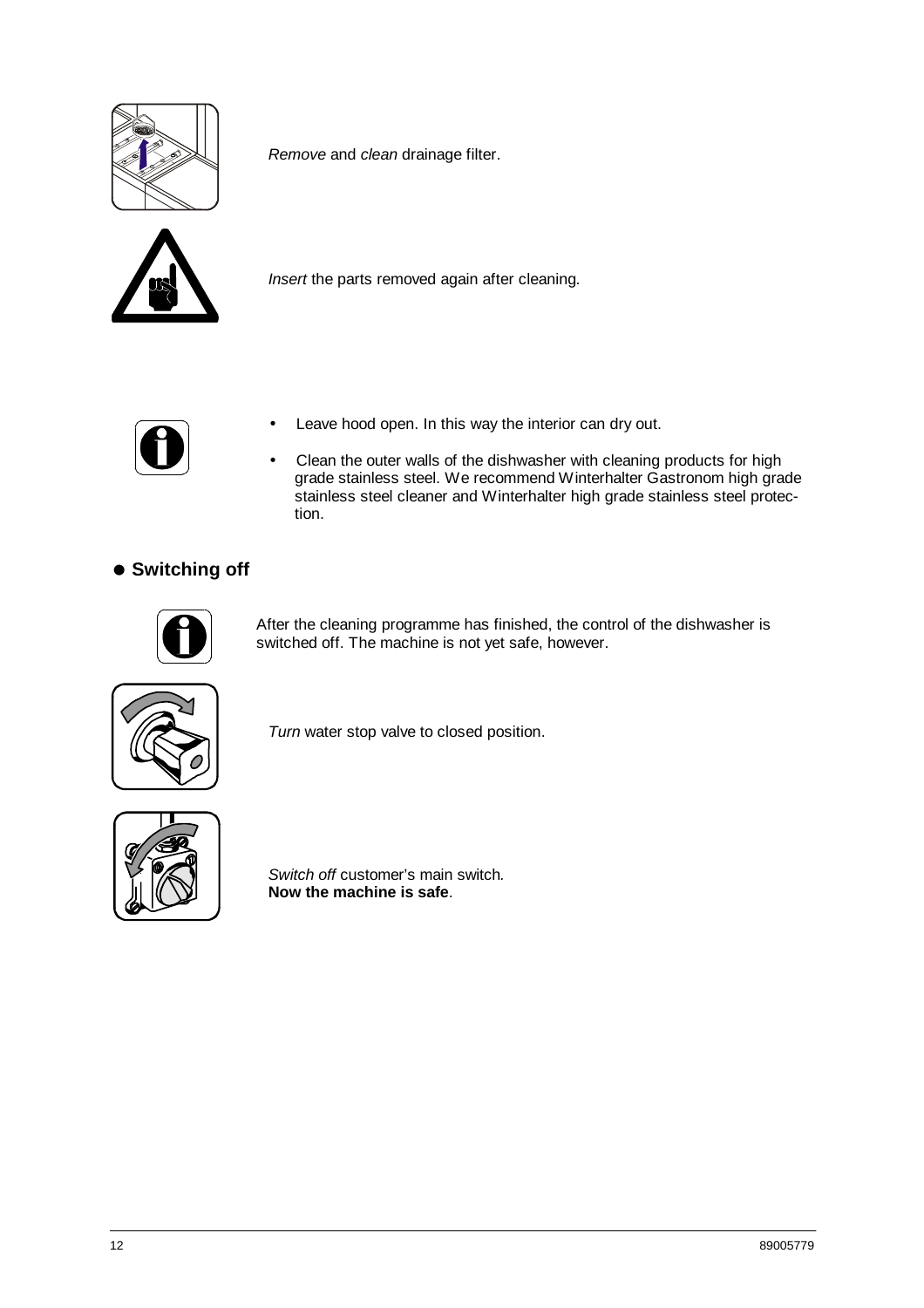*Remove* and *clean* drainage filter.

*Insert* the parts removed again after cleaning.

- Leave hood open. In this way the interior can dry out.
- Clean the outer walls of the dishwasher with cleaning products for high grade stainless steel. We recommend Winterhalter Gastronom high grade stainless steel cleaner and Winterhalter high grade stainless steel protection.

## ● Switching off

After the cleaning programme has finished, the control of the dishwasher is switched off. The machine is not yet safe, however.

*Turn* water stop valve to closed position.

*Switch off* customer's main switch.
**Now the machine is safe**.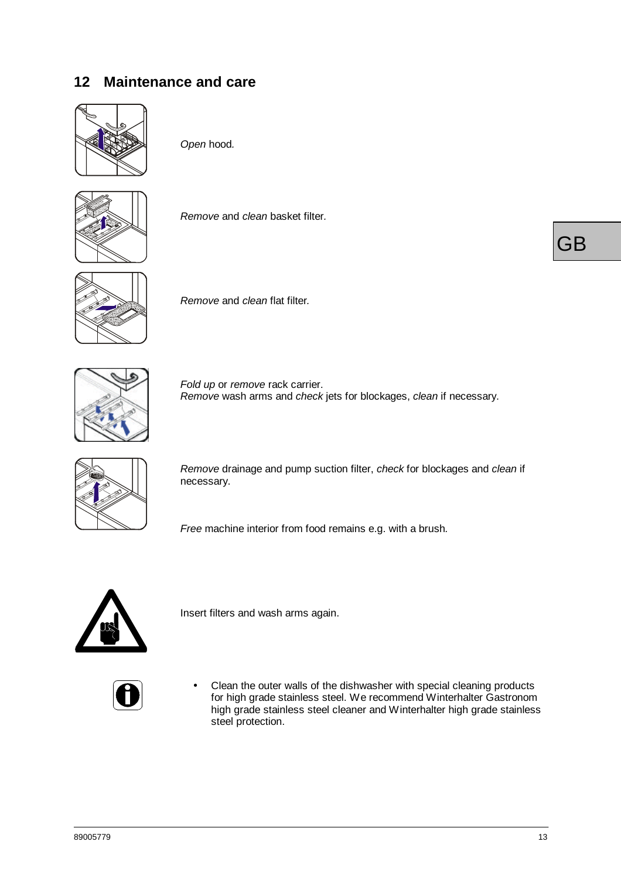## 12 Maintenance and care

*Open* hood.

*Remove* and *clean* basket filter.

*Remove* and *clean* flat filter.

*Fold up* or *remove* rack carrier.
*Remove* wash arms and *check* jets for blockages, *clean* if necessary.

*Remove* drainage and pump suction filter, *check* for blockages and *clean* if necessary.

*Free* machine interior from food remains e.g. with a brush.

Insert filters and wash arms again.

- Clean the outer walls of the dishwasher with special cleaning products for high grade stainless steel. We recommend Winterhalter Gastronom high grade stainless steel cleaner and Winterhalter high grade stainless steel protection.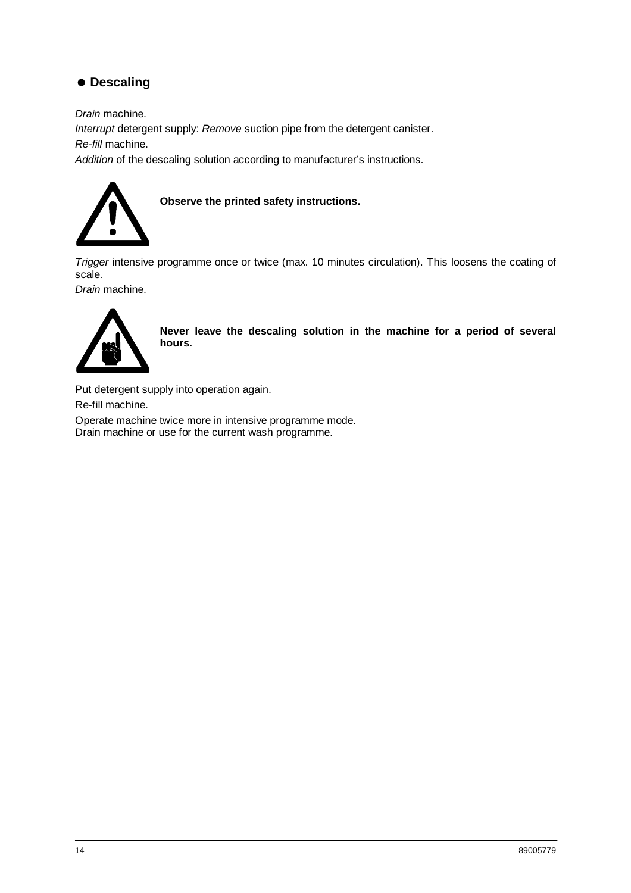## ● Descaling

*Drain* machine.

*Interrupt* detergent supply: *Remove* suction pipe from the detergent canister.

*Re-fill* machine.

*Addition* of the descaling solution according to manufacturer's instructions.

**Observe the printed safety instructions.**

*Trigger* intensive programme once or twice (max. 10 minutes circulation). This loosens the coating of scale.

*Drain* machine.

**Never leave the descaling solution in the machine for a period of several hours.**

Put detergent supply into operation again.

Re-fill machine.

Operate machine twice more in intensive programme mode.
Drain machine or use for the current wash programme.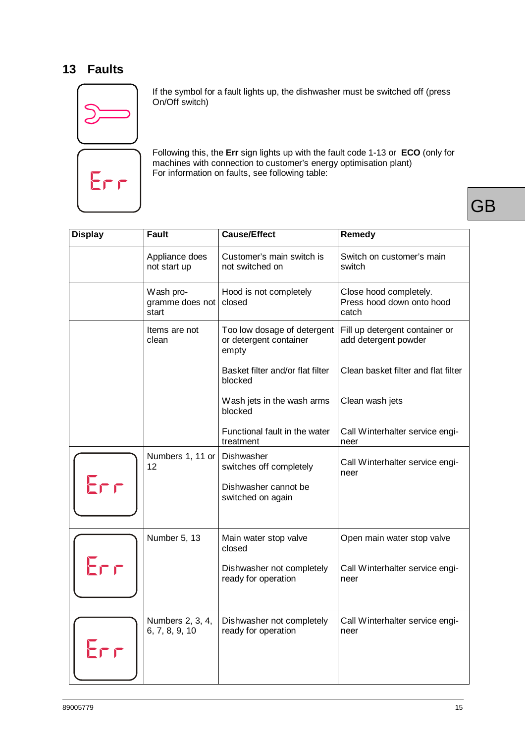## 13 Faults

If the symbol for a fault lights up, the dishwasher must be switched off (press On/Off switch)

Following this, the **Err** sign lights up with the fault code 1-13 or **ECO** (only for machines with connection to customer's energy optimisation plant)
For information on faults, see following table:

| Display | Fault | Cause/Effect | Remedy |
|---|---|---|---|
| | Appliance does not start up | Customer's main switch is not switched on | Switch on customer's main switch |
| | Wash programme does not start | Hood is not completely closed | Close hood completely. Press hood down onto hood catch |
| | Items are not clean | Too low dosage of detergent or detergent container empty | Fill up detergent container or add detergent powder |
| | | Basket filter and/or flat filter blocked | Clean basket filter and flat filter |
| | | Wash jets in the wash arms blocked | Clean wash jets |
| | | Functional fault in the water treatment | Call Winterhalter service engineer |
| Err | Numbers 1, 11 or 12 | Dishwasher switches off completely<br><br>Dishwasher cannot be switched on again | Call Winterhalter service engineer |
| Err | Number 5, 13 | Main water stop valve closed | Open main water stop valve |
| | | Dishwasher not completely ready for operation | Call Winterhalter service engineer |
| Err | Numbers 2, 3, 4, 6, 7, 8, 9, 10 | Dishwasher not completely ready for operation | Call Winterhalter service engineer |

89005779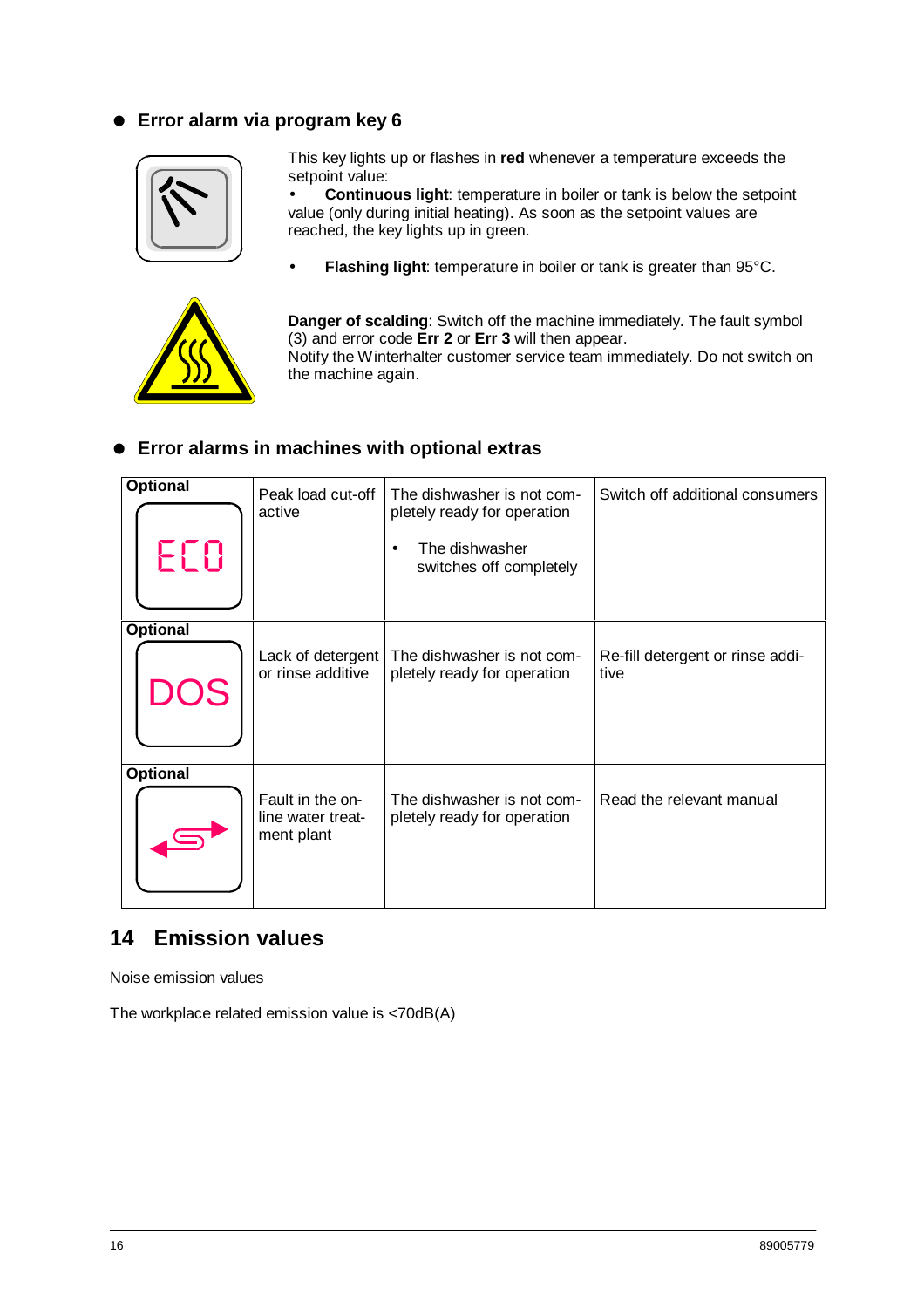- **Error alarm via program key 6**

This key lights up or flashes in **red** whenever a temperature exceeds the setpoint value:

- **Continuous light**: temperature in boiler or tank is below the setpoint value (only during initial heating). As soon as the setpoint values are reached, the key lights up in green.

- **Flashing light**: temperature in boiler or tank is greater than 95°C.

**Danger of scalding**: Switch off the machine immediately. The fault symbol (3) and error code **Err 2** or **Err 3** will then appear.
Notify the Winterhalter customer service team immediately. Do not switch on the machine again.

- **Error alarms in machines with optional extras**

| | | | |
|---|---|---|---|
| **Optional** ECO | Peak load cut-off active | The dishwasher is not completely ready for operation<br>• The dishwasher switches off completely | Switch off additional consumers |
| **Optional** DOS | Lack of detergent or rinse additive | The dishwasher is not completely ready for operation | Re-fill detergent or rinse additive |
| **Optional** | Fault in the on-line water treatment plant | The dishwasher is not completely ready for operation | Read the relevant manual |

# 14 Emission values

Noise emission values

The workplace related emission value is <70dB(A)